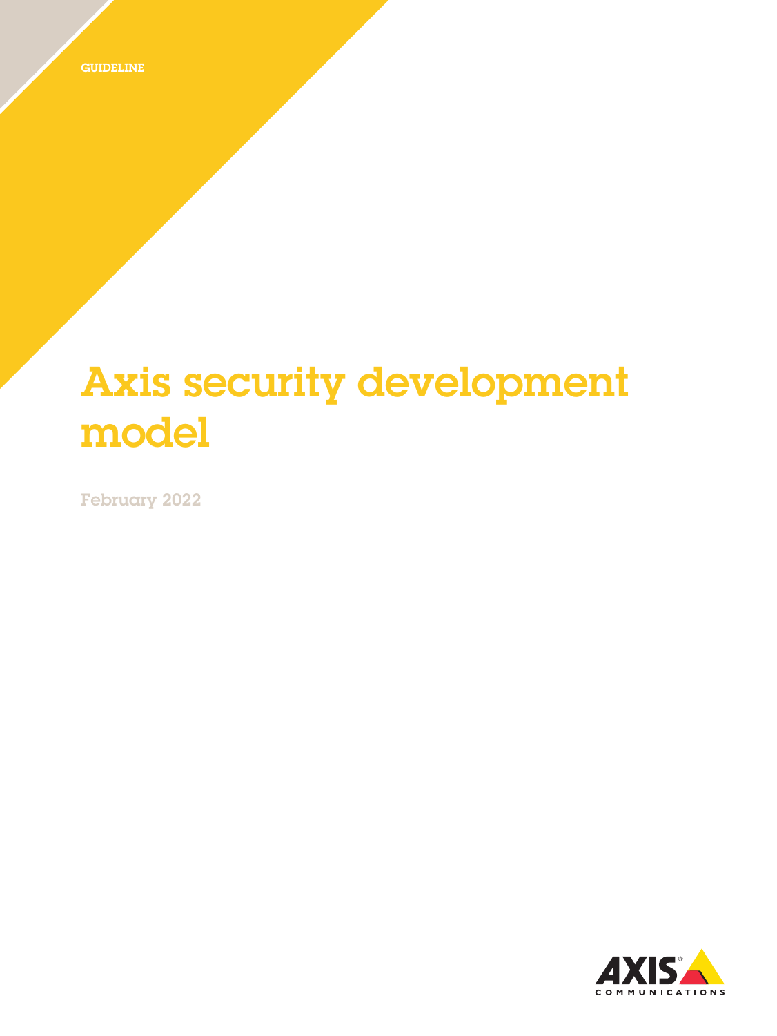GUIDELINE

# Axis security development model

February 2022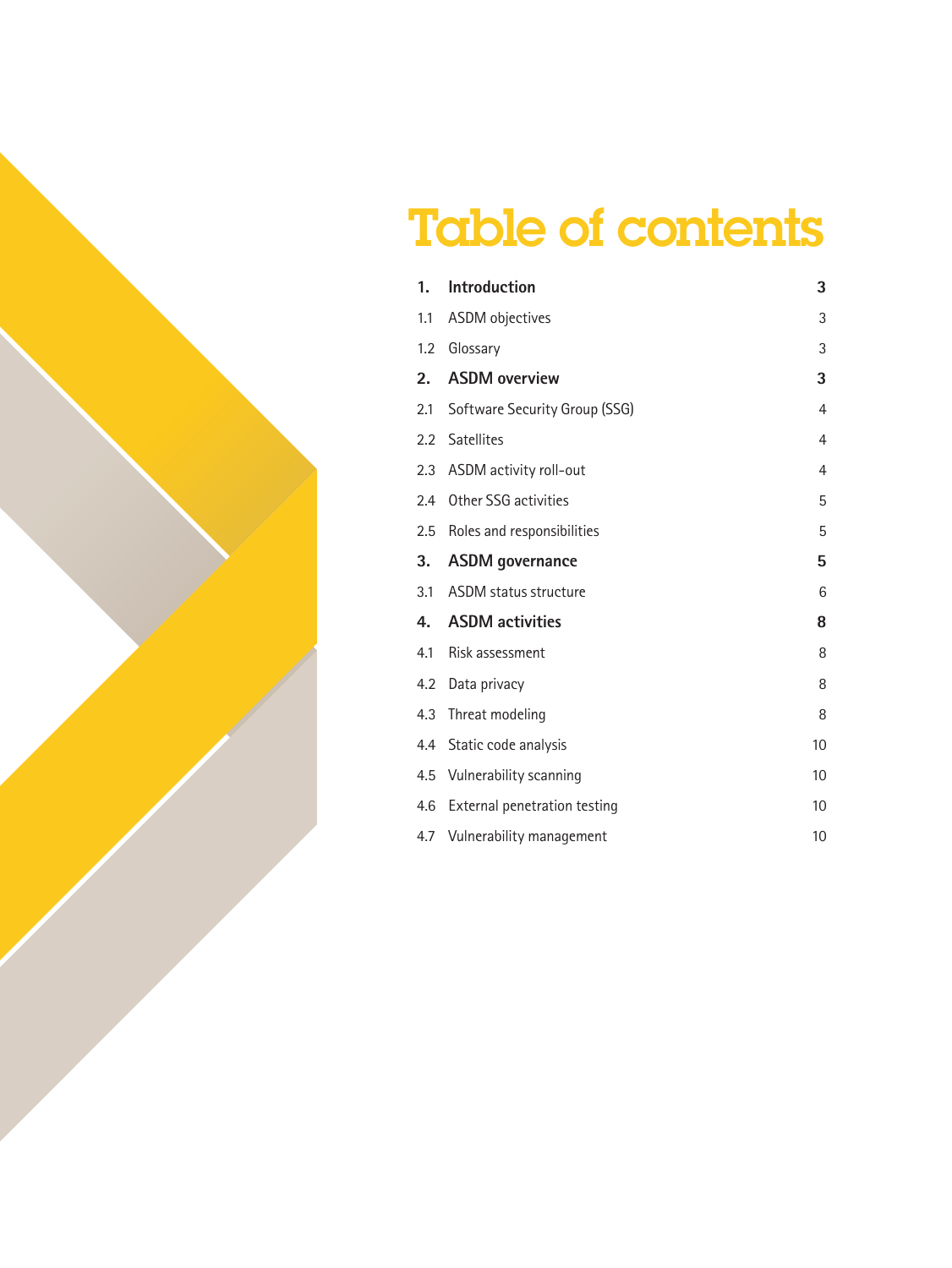# Table of contents

| | | |
|---|---|---|
| **1.** | **Introduction** | **3** |
| 1.1 | ASDM objectives | 3 |
| 1.2 | Glossary | 3 |
| **2.** | **ASDM overview** | **3** |
| 2.1 | Software Security Group (SSG) | 4 |
| 2.2 | Satellites | 4 |
| 2.3 | ASDM activity roll-out | 4 |
| 2.4 | Other SSG activities | 5 |
| 2.5 | Roles and responsibilities | 5 |
| **3.** | **ASDM governance** | **5** |
| 3.1 | ASDM status structure | 6 |
| **4.** | **ASDM activities** | **8** |
| 4.1 | Risk assessment | 8 |
| 4.2 | Data privacy | 8 |
| 4.3 | Threat modeling | 8 |
| 4.4 | Static code analysis | 10 |
| 4.5 | Vulnerability scanning | 10 |
| 4.6 | External penetration testing | 10 |
| 4.7 | Vulnerability management | 10 |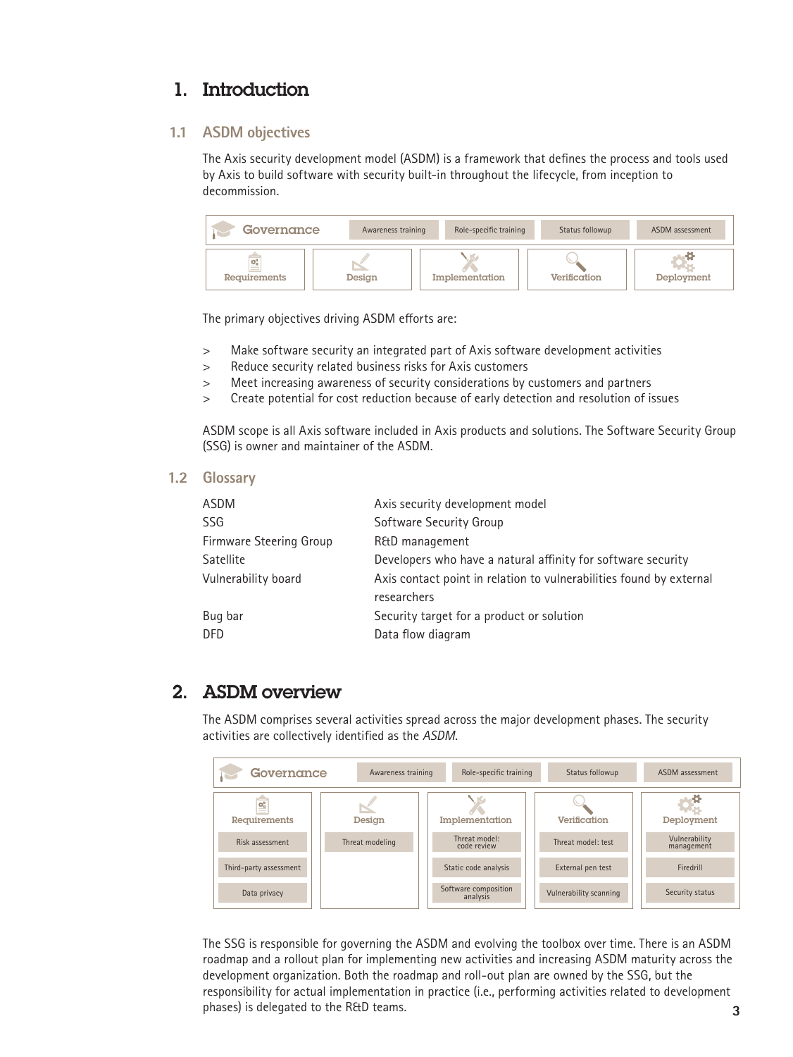# 1. Introduction

## 1.1 ASDM objectives

The Axis security development model (ASDM) is a framework that defines the process and tools used by Axis to build software with security built-in throughout the lifecycle, from inception to decommission.

Governance
Awareness training
Role-specific training
Status followup
ASDM assessment
Requirements
Design
Implementation
Verification
Deployment

The primary objectives driving ASDM efforts are:

- Make software security an integrated part of Axis software development activities
- Reduce security related business risks for Axis customers
- Meet increasing awareness of security considerations by customers and partners
- Create potential for cost reduction because of early detection and resolution of issues

ASDM scope is all Axis software included in Axis products and solutions. The Software Security Group (SSG) is owner and maintainer of the ASDM.

## 1.2 Glossary

| | |
|---|---|
| ASDM | Axis security development model |
| SSG | Software Security Group |
| Firmware Steering Group | R&D management |
| Satellite | Developers who have a natural affinity for software security |
| Vulnerability board | Axis contact point in relation to vulnerabilities found by external researchers |
| Bug bar | Security target for a product or solution |
| DFD | Data flow diagram |

# 2. ASDM overview

The ASDM comprises several activities spread across the major development phases. The security activities are collectively identified as the *ASDM*.

Governance
Awareness training
Role-specific training
Status followup
ASDM assessment

Requirements
Risk assessment
Third-party assessment
Data privacy

Design
Threat modeling

Implementation
Threat model: code review
Static code analysis
Software composition analysis

Verification
Threat model: test
External pen test
Vulnerability scanning

Deployment
Vulnerability management
Firedrill
Security status

The SSG is responsible for governing the ASDM and evolving the toolbox over time. There is an ASDM roadmap and a rollout plan for implementing new activities and increasing ASDM maturity across the development organization. Both the roadmap and roll-out plan are owned by the SSG, but the responsibility for actual implementation in practice (i.e., performing activities related to development phases) is delegated to the R&D teams.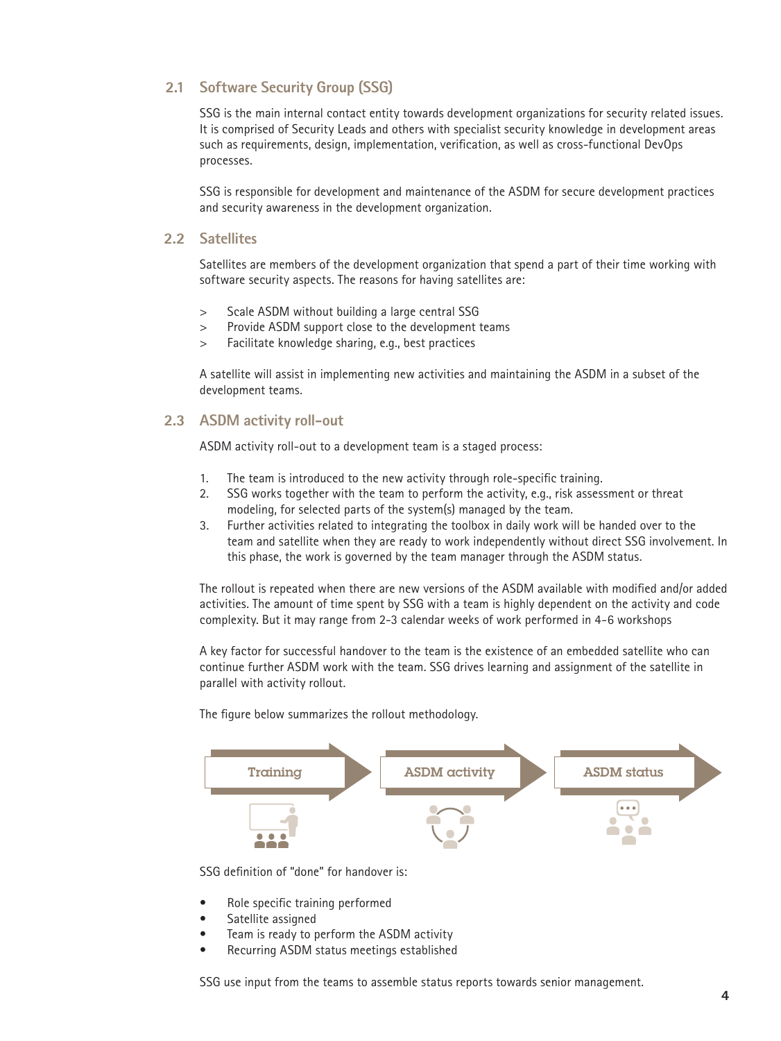## 2.1 Software Security Group (SSG)

SSG is the main internal contact entity towards development organizations for security related issues. It is comprised of Security Leads and others with specialist security knowledge in development areas such as requirements, design, implementation, verification, as well as cross-functional DevOps processes.

SSG is responsible for development and maintenance of the ASDM for secure development practices and security awareness in the development organization.

## 2.2 Satellites

Satellites are members of the development organization that spend a part of their time working with software security aspects. The reasons for having satellites are:

> Scale ASDM without building a large central SSG
> Provide ASDM support close to the development teams
> Facilitate knowledge sharing, e.g., best practices

A satellite will assist in implementing new activities and maintaining the ASDM in a subset of the development teams.

## 2.3 ASDM activity roll-out

ASDM activity roll-out to a development team is a staged process:

1. The team is introduced to the new activity through role-specific training.
2. SSG works together with the team to perform the activity, e.g., risk assessment or threat modeling, for selected parts of the system(s) managed by the team.
3. Further activities related to integrating the toolbox in daily work will be handed over to the team and satellite when they are ready to work independently without direct SSG involvement. In this phase, the work is governed by the team manager through the ASDM status.

The rollout is repeated when there are new versions of the ASDM available with modified and/or added activities. The amount of time spent by SSG with a team is highly dependent on the activity and code complexity. But it may range from 2-3 calendar weeks of work performed in 4-6 workshops

A key factor for successful handover to the team is the existence of an embedded satellite who can continue further ASDM work with the team. SSG drives learning and assignment of the satellite in parallel with activity rollout.

The figure below summarizes the rollout methodology.

Training

ASDM activity

ASDM status

SSG definition of "done" for handover is:

- Role specific training performed
- Satellite assigned
- Team is ready to perform the ASDM activity
- Recurring ASDM status meetings established

SSG use input from the teams to assemble status reports towards senior management.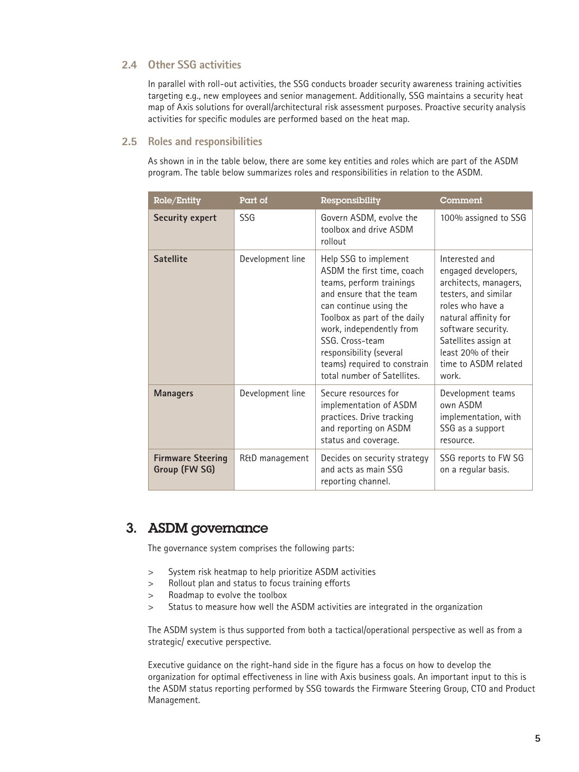### 2.4 Other SSG activities

In parallel with roll-out activities, the SSG conducts broader security awareness training activities targeting e.g., new employees and senior management. Additionally, SSG maintains a security heat map of Axis solutions for overall/architectural risk assessment purposes. Proactive security analysis activities for specific modules are performed based on the heat map.

### 2.5 Roles and responsibilities

As shown in in the table below, there are some key entities and roles which are part of the ASDM program. The table below summarizes roles and responsibilities in relation to the ASDM.

| Role/Entity | Part of | Responsibility | Comment |
|---|---|---|---|
| **Security expert** | SSG | Govern ASDM, evolve the toolbox and drive ASDM rollout | 100% assigned to SSG |
| **Satellite** | Development line | Help SSG to implement ASDM the first time, coach teams, perform trainings and ensure that the team can continue using the Toolbox as part of the daily work, independently from SSG. Cross-team responsibility (several teams) required to constrain total number of Satellites. | Interested and engaged developers, architects, managers, testers, and similar roles who have a natural affinity for software security. Satellites assign at least 20% of their time to ASDM related work. |
| **Managers** | Development line | Secure resources for implementation of ASDM practices. Drive tracking and reporting on ASDM status and coverage. | Development teams own ASDM implementation, with SSG as a support resource. |
| **Firmware Steering Group (FW SG)** | R&D management | Decides on security strategy and acts as main SSG reporting channel. | SSG reports to FW SG on a regular basis. |

## 3. ASDM governance

The governance system comprises the following parts:

> System risk heatmap to help prioritize ASDM activities
> Rollout plan and status to focus training efforts
> Roadmap to evolve the toolbox
> Status to measure how well the ASDM activities are integrated in the organization

The ASDM system is thus supported from both a tactical/operational perspective as well as from a strategic/ executive perspective.

Executive guidance on the right-hand side in the figure has a focus on how to develop the organization for optimal effectiveness in line with Axis business goals. An important input to this is the ASDM status reporting performed by SSG towards the Firmware Steering Group, CTO and Product Management.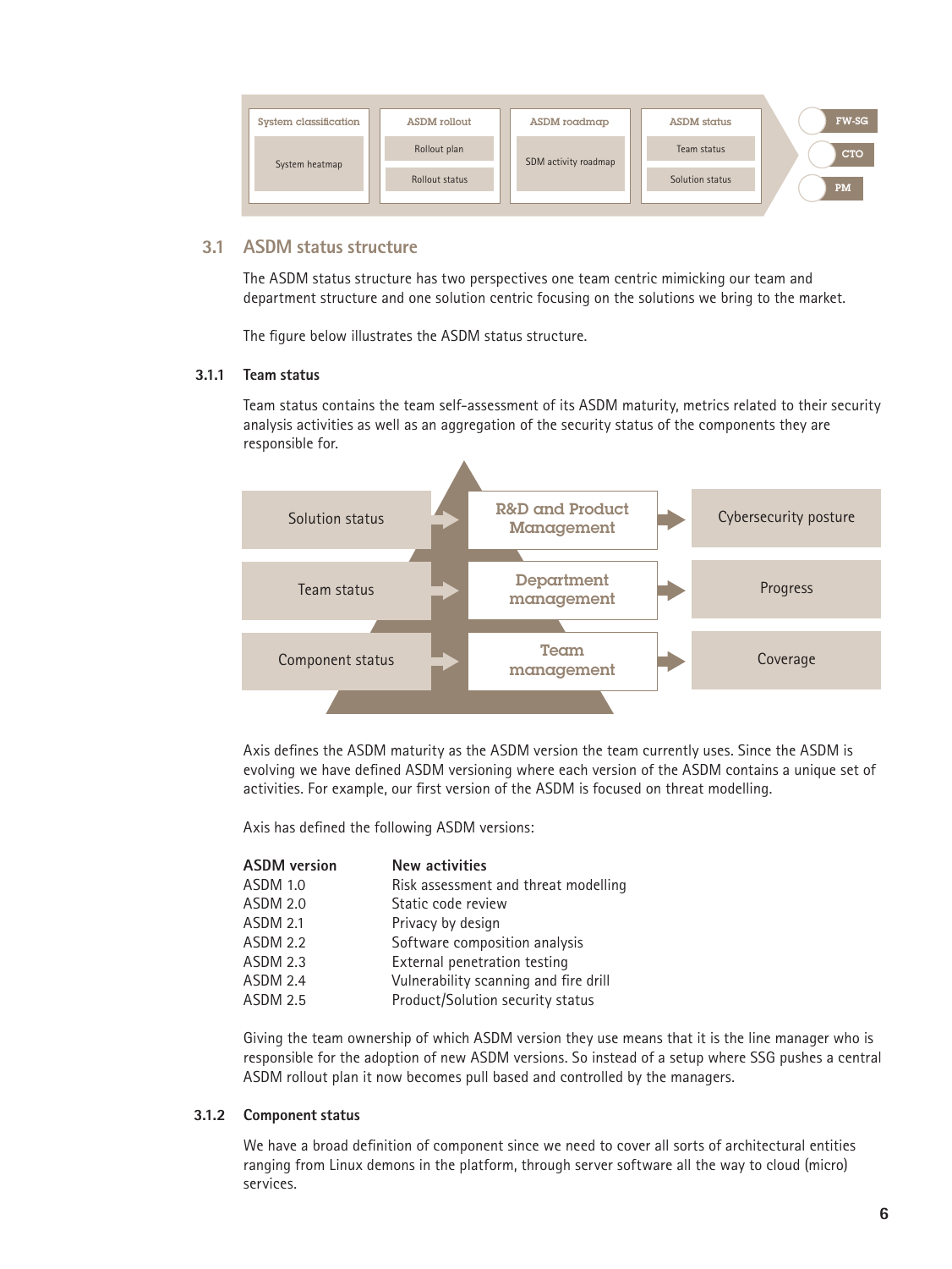System classification
System heatmap

ASDM rollout
Rollout plan
Rollout status

ASDM roadmap
SDM activity roadmap

ASDM status
Team status
Solution status

FW-SG
CTO
PM

## 3.1 ASDM status structure

The ASDM status structure has two perspectives one team centric mimicking our team and department structure and one solution centric focusing on the solutions we bring to the market.

The figure below illustrates the ASDM status structure.

### 3.1.1 Team status

Team status contains the team self-assessment of its ASDM maturity, metrics related to their security analysis activities as well as an aggregation of the security status of the components they are responsible for.

Solution status
R&D and Product Management
Cybersecurity posture

Team status
Department management
Progress

Component status
Team management
Coverage

Axis defines the ASDM maturity as the ASDM version the team currently uses. Since the ASDM is evolving we have defined ASDM versioning where each version of the ASDM contains a unique set of activities. For example, our first version of the ASDM is focused on threat modelling.

Axis has defined the following ASDM versions:

| ASDM version | New activities |
|---|---|
| ASDM 1.0 | Risk assessment and threat modelling |
| ASDM 2.0 | Static code review |
| ASDM 2.1 | Privacy by design |
| ASDM 2.2 | Software composition analysis |
| ASDM 2.3 | External penetration testing |
| ASDM 2.4 | Vulnerability scanning and fire drill |
| ASDM 2.5 | Product/Solution security status |

Giving the team ownership of which ASDM version they use means that it is the line manager who is responsible for the adoption of new ASDM versions. So instead of a setup where SSG pushes a central ASDM rollout plan it now becomes pull based and controlled by the managers.

### 3.1.2 Component status

We have a broad definition of component since we need to cover all sorts of architectural entities ranging from Linux demons in the platform, through server software all the way to cloud (micro) services.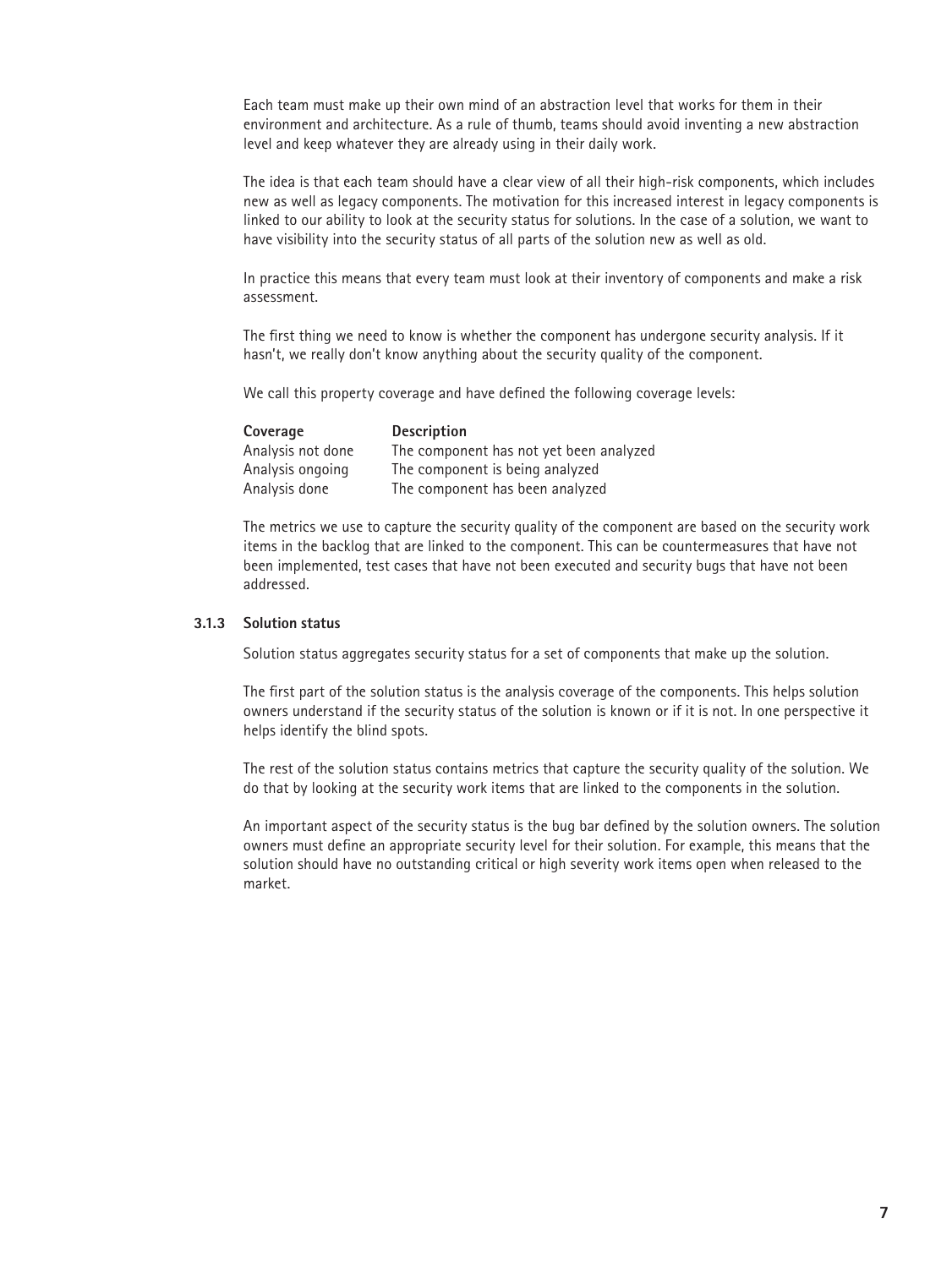Each team must make up their own mind of an abstraction level that works for them in their environment and architecture. As a rule of thumb, teams should avoid inventing a new abstraction level and keep whatever they are already using in their daily work.

The idea is that each team should have a clear view of all their high-risk components, which includes new as well as legacy components. The motivation for this increased interest in legacy components is linked to our ability to look at the security status for solutions. In the case of a solution, we want to have visibility into the security status of all parts of the solution new as well as old.

In practice this means that every team must look at their inventory of components and make a risk assessment.

The first thing we need to know is whether the component has undergone security analysis. If it hasn't, we really don't know anything about the security quality of the component.

We call this property coverage and have defined the following coverage levels:

| Coverage | Description |
| --- | --- |
| Analysis not done | The component has not yet been analyzed |
| Analysis ongoing | The component is being analyzed |
| Analysis done | The component has been analyzed |

The metrics we use to capture the security quality of the component are based on the security work items in the backlog that are linked to the component. This can be countermeasures that have not been implemented, test cases that have not been executed and security bugs that have not been addressed.

### 3.1.3 Solution status

Solution status aggregates security status for a set of components that make up the solution.

The first part of the solution status is the analysis coverage of the components. This helps solution owners understand if the security status of the solution is known or if it is not. In one perspective it helps identify the blind spots.

The rest of the solution status contains metrics that capture the security quality of the solution. We do that by looking at the security work items that are linked to the components in the solution.

An important aspect of the security status is the bug bar defined by the solution owners. The solution owners must define an appropriate security level for their solution. For example, this means that the solution should have no outstanding critical or high severity work items open when released to the market.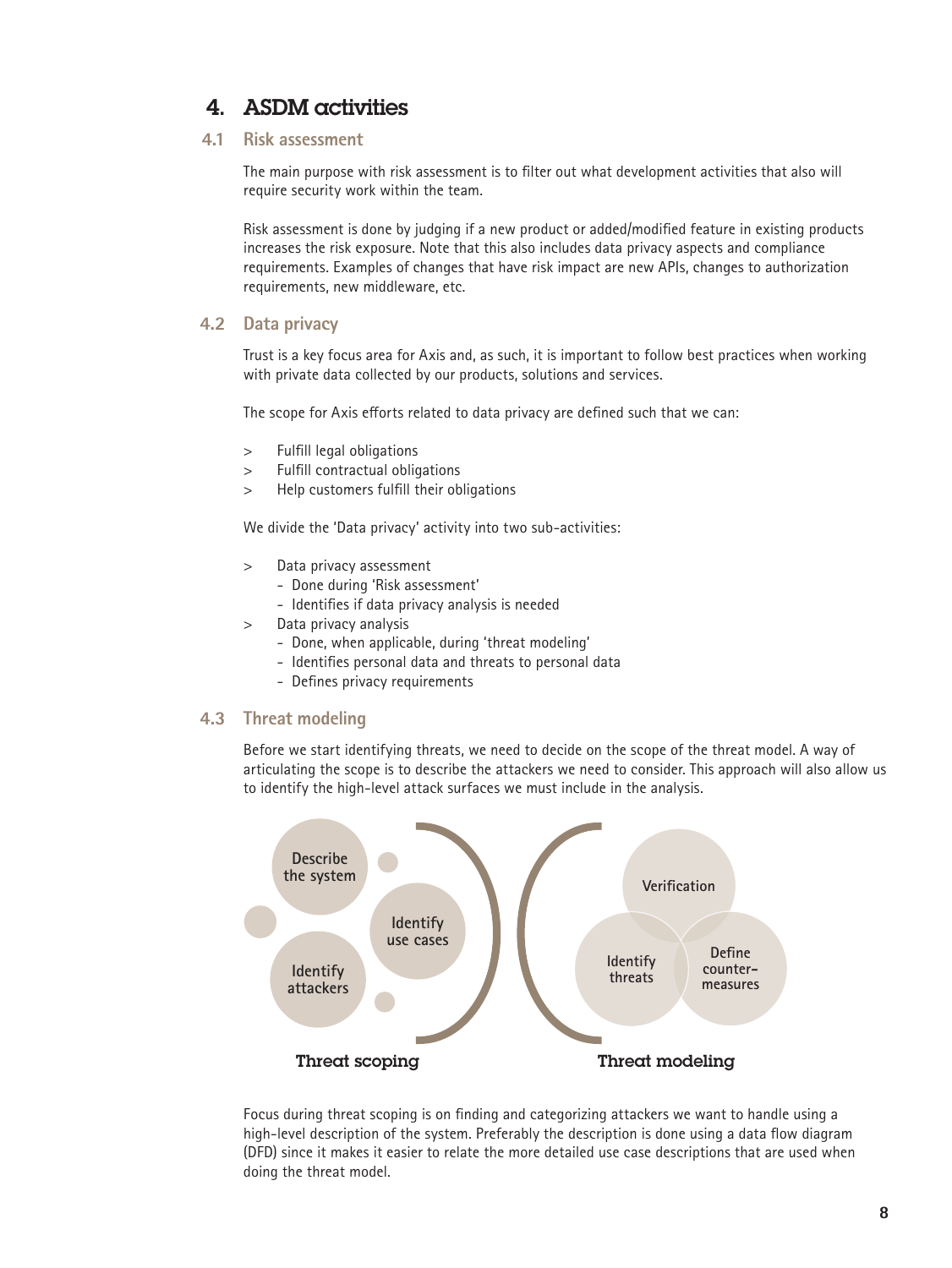## 4. ASDM activities

### 4.1 Risk assessment

The main purpose with risk assessment is to filter out what development activities that also will require security work within the team.

Risk assessment is done by judging if a new product or added/modified feature in existing products increases the risk exposure. Note that this also includes data privacy aspects and compliance requirements. Examples of changes that have risk impact are new APIs, changes to authorization requirements, new middleware, etc.

### 4.2 Data privacy

Trust is a key focus area for Axis and, as such, it is important to follow best practices when working with private data collected by our products, solutions and services.

The scope for Axis efforts related to data privacy are defined such that we can:

> Fulfill legal obligations
> Fulfill contractual obligations
> Help customers fulfill their obligations

We divide the 'Data privacy' activity into two sub-activities:

> Data privacy assessment
  - Done during 'Risk assessment'
  - Identifies if data privacy analysis is needed
> Data privacy analysis
  - Done, when applicable, during 'threat modeling'
  - Identifies personal data and threats to personal data
  - Defines privacy requirements

### 4.3 Threat modeling

Before we start identifying threats, we need to decide on the scope of the threat model. A way of articulating the scope is to describe the attackers we need to consider. This approach will also allow us to identify the high-level attack surfaces we must include in the analysis.

Describe the system
Identify use cases
Identify attackers
Threat scoping

Verification
Identify threats
Define counter-measures
Threat modeling

Focus during threat scoping is on finding and categorizing attackers we want to handle using a high-level description of the system. Preferably the description is done using a data flow diagram (DFD) since it makes it easier to relate the more detailed use case descriptions that are used when doing the threat model.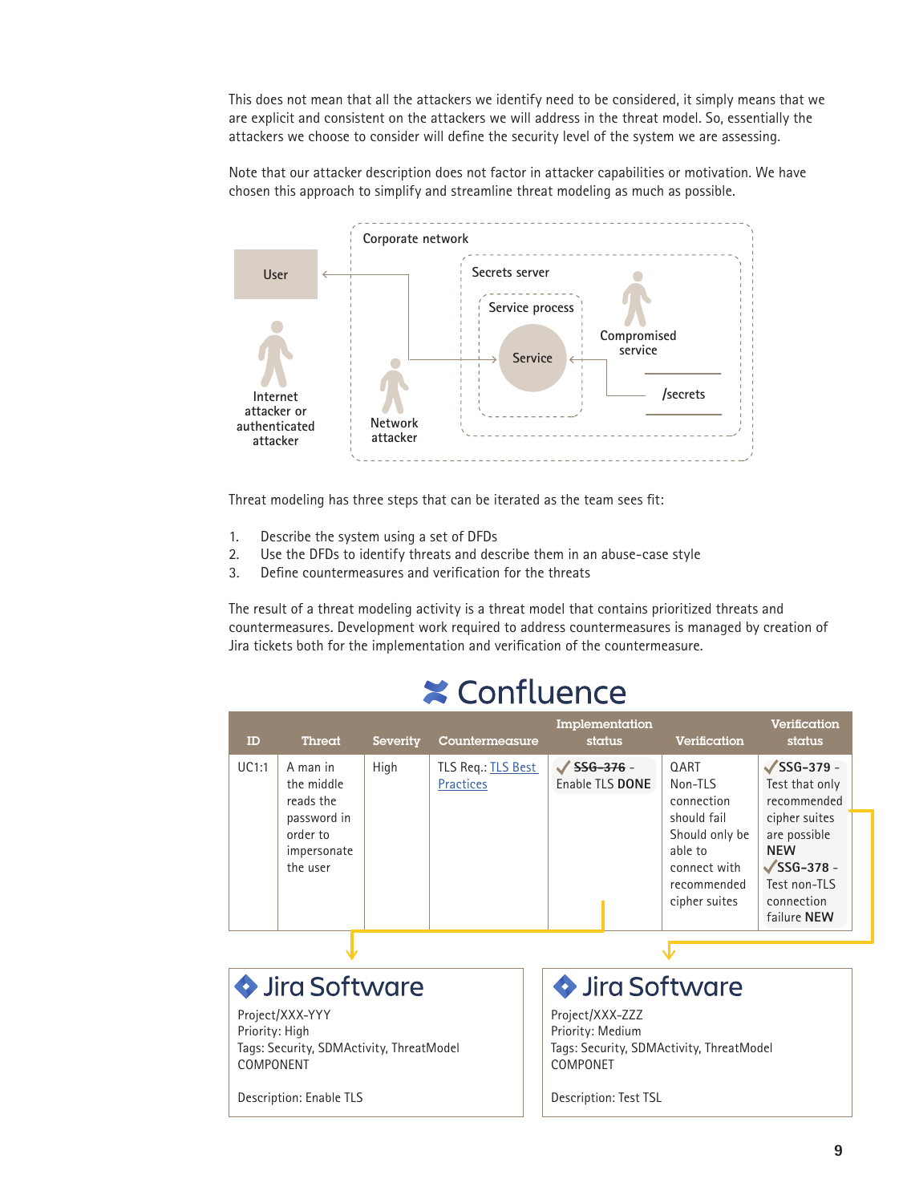This does not mean that all the attackers we identify need to be considered, it simply means that we are explicit and consistent on the attackers we will address in the threat model. So, essentially the attackers we choose to consider will define the security level of the system we are assessing.

Note that our attacker description does not factor in attacker capabilities or motivation. We have chosen this approach to simplify and streamline threat modeling as much as possible.

Corporate network
User
Secrets server
Service process
Service
Compromised service
/secrets
Internet attacker or authenticated attacker
Network attacker

Threat modeling has three steps that can be iterated as the team sees fit:

1. Describe the system using a set of DFDs
2. Use the DFDs to identify threats and describe them in an abuse-case style
3. Define countermeasures and verification for the threats

The result of a threat modeling activity is a threat model that contains prioritized threats and countermeasures. Development work required to address countermeasures is managed by creation of Jira tickets both for the implementation and verification of the countermeasure.

Confluence

| ID | Threat | Severity | Countermeasure | Implementation status | Verification | Verification status |
|---|---|---|---|---|---|---|
| UC1:1 | A man in the middle reads the password in order to impersonate the user | High | TLS Req.: TLS Best Practices | ✓ ~~SSG-376~~ - Enable TLS **DONE** | QART Non-TLS connection should fail Should only be able to connect with recommended cipher suites | ✓ SSG-379 - Test that only recommended cipher suites are possible **NEW** ✓ SSG-378 - Test non-TLS connection failure **NEW** |

Jira Software
Project/XXX-YYY
Priority: High
Tags: Security, SDMActivity, ThreatModel
COMPONENT

Description: Enable TLS

Jira Software
Project/XXX-ZZZ
Priority: Medium
Tags: Security, SDMActivity, ThreatModel
COMPONET

Description: Test TSL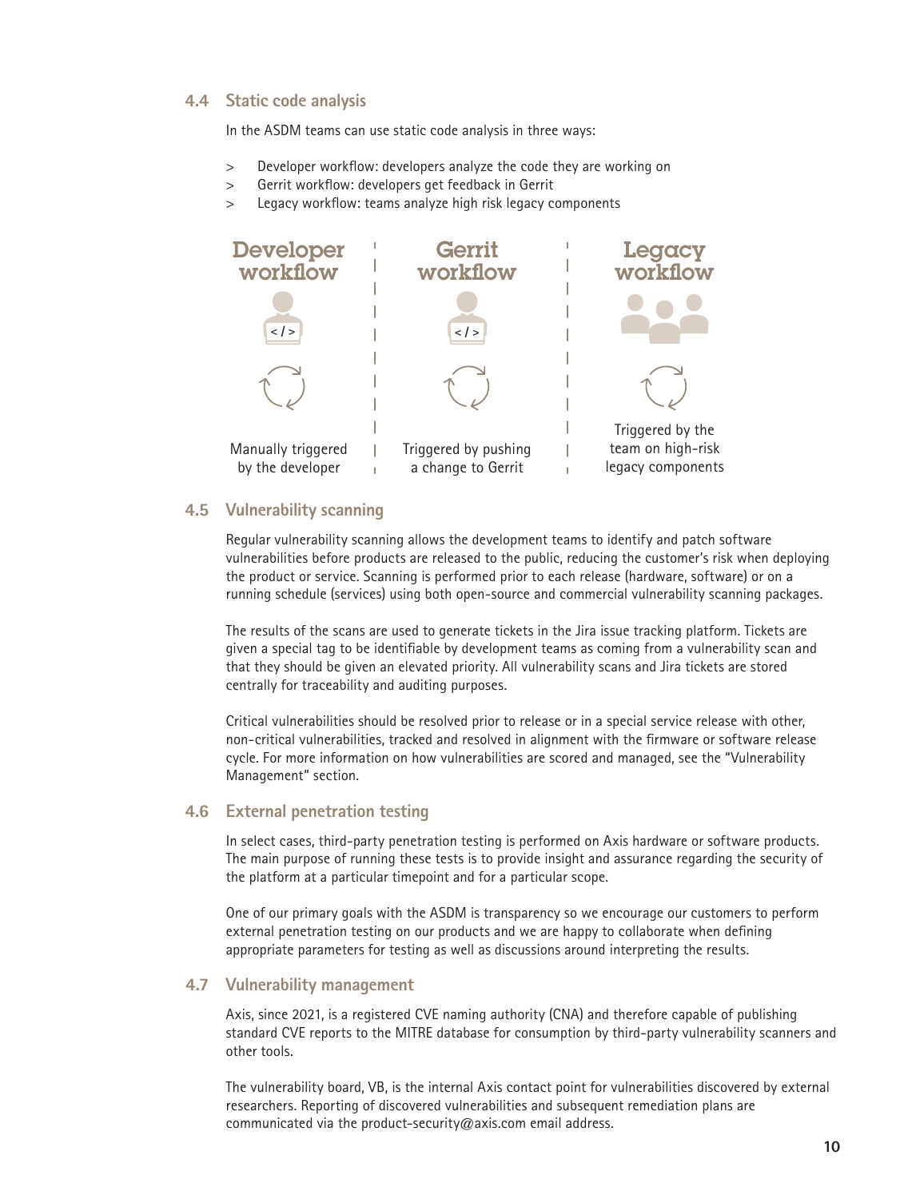### 4.4 Static code analysis

In the ASDM teams can use static code analysis in three ways:

- Developer workflow: developers analyze the code they are working on
- Gerrit workflow: developers get feedback in Gerrit
- Legacy workflow: teams analyze high risk legacy components

Developer workflow

Manually triggered by the developer

Gerrit workflow

Triggered by pushing a change to Gerrit

Legacy workflow

Triggered by the team on high-risk legacy components

### 4.5 Vulnerability scanning

Regular vulnerability scanning allows the development teams to identify and patch software vulnerabilities before products are released to the public, reducing the customer's risk when deploying the product or service. Scanning is performed prior to each release (hardware, software) or on a running schedule (services) using both open-source and commercial vulnerability scanning packages.

The results of the scans are used to generate tickets in the Jira issue tracking platform. Tickets are given a special tag to be identifiable by development teams as coming from a vulnerability scan and that they should be given an elevated priority. All vulnerability scans and Jira tickets are stored centrally for traceability and auditing purposes.

Critical vulnerabilities should be resolved prior to release or in a special service release with other, non-critical vulnerabilities, tracked and resolved in alignment with the firmware or software release cycle. For more information on how vulnerabilities are scored and managed, see the "Vulnerability Management" section.

### 4.6 External penetration testing

In select cases, third-party penetration testing is performed on Axis hardware or software products. The main purpose of running these tests is to provide insight and assurance regarding the security of the platform at a particular timepoint and for a particular scope.

One of our primary goals with the ASDM is transparency so we encourage our customers to perform external penetration testing on our products and we are happy to collaborate when defining appropriate parameters for testing as well as discussions around interpreting the results.

### 4.7 Vulnerability management

Axis, since 2021, is a registered CVE naming authority (CNA) and therefore capable of publishing standard CVE reports to the MITRE database for consumption by third-party vulnerability scanners and other tools.

The vulnerability board, VB, is the internal Axis contact point for vulnerabilities discovered by external researchers. Reporting of discovered vulnerabilities and subsequent remediation plans are communicated via the product-security@axis.com email address.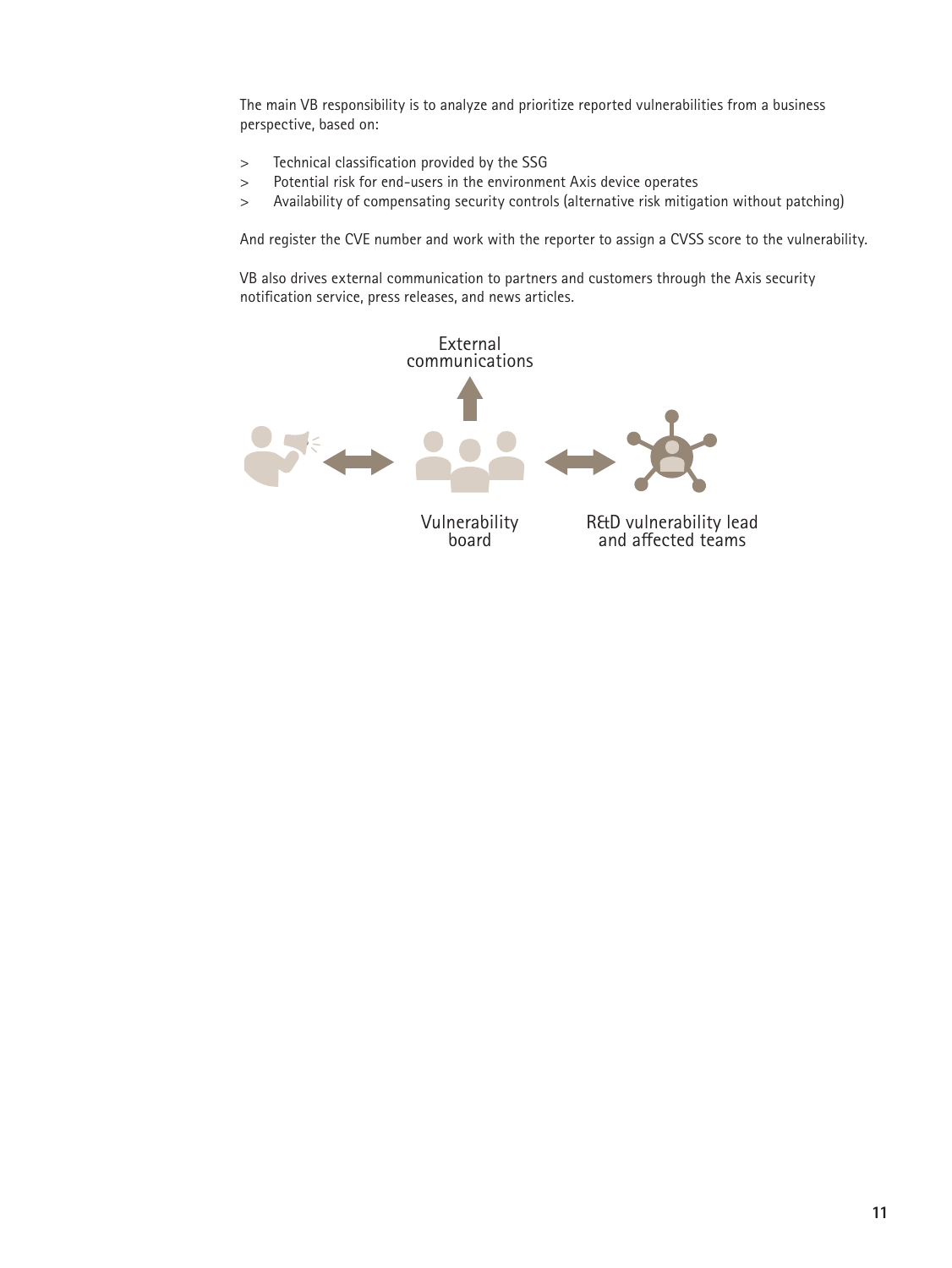The main VB responsibility is to analyze and prioritize reported vulnerabilities from a business perspective, based on:

> Technical classification provided by the SSG
> Potential risk for end-users in the environment Axis device operates
> Availability of compensating security controls (alternative risk mitigation without patching)

And register the CVE number and work with the reporter to assign a CVSS score to the vulnerability.

VB also drives external communication to partners and customers through the Axis security notification service, press releases, and news articles.

External communications

Vulnerability board

R&D vulnerability lead and affected teams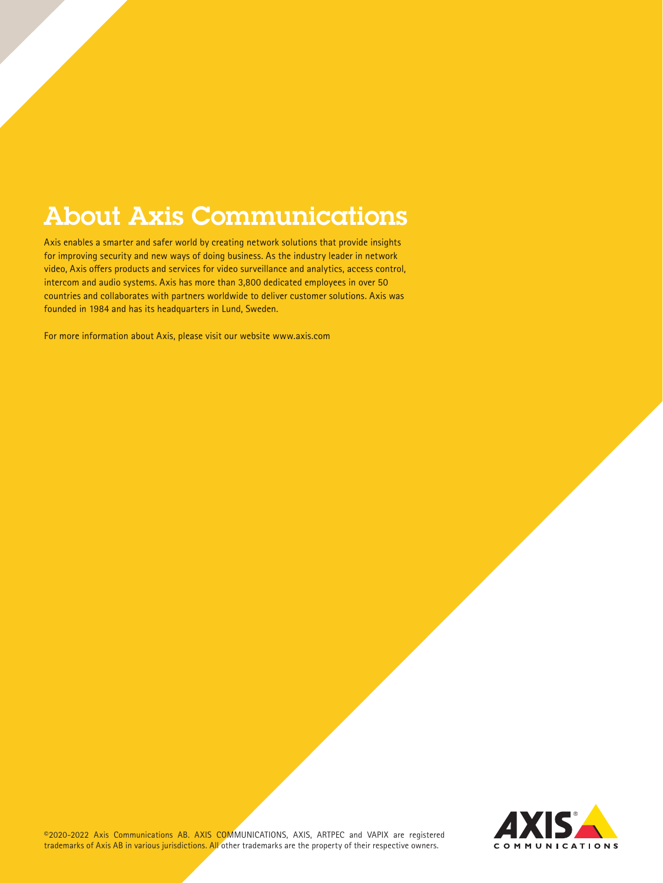# About Axis Communications

Axis enables a smarter and safer world by creating network solutions that provide insights for improving security and new ways of doing business. As the industry leader in network video, Axis offers products and services for video surveillance and analytics, access control, intercom and audio systems. Axis has more than 3,800 dedicated employees in over 50 countries and collaborates with partners worldwide to deliver customer solutions. Axis was founded in 1984 and has its headquarters in Lund, Sweden.

For more information about Axis, please visit our website www.axis.com

©2020-2022 Axis Communications AB. AXIS COMMUNICATIONS, AXIS, ARTPEC and VAPIX are registered trademarks of Axis AB in various jurisdictions. All other trademarks are the property of their respective owners.